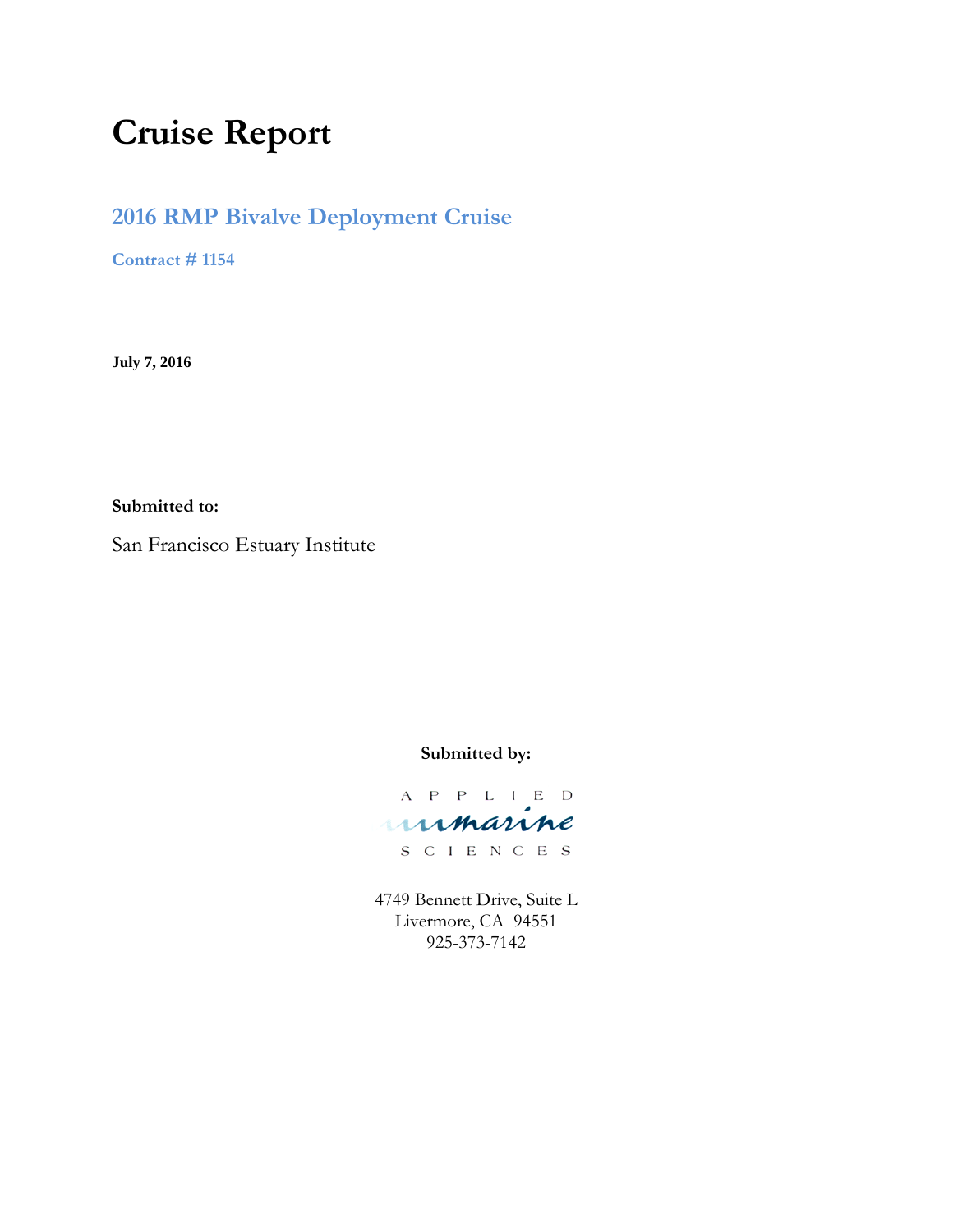# Cruise Report

## 2016 RMP Bivalve Deployment Cruise

**Contract # 1154**

**July 7, 2016**

**Submitted to:**

San Francisco Estuary Institute

**Submitted by:**

APPLIED marine SCIENCES

4749 Bennett Drive, Suite L
Livermore, CA 94551
925-373-7142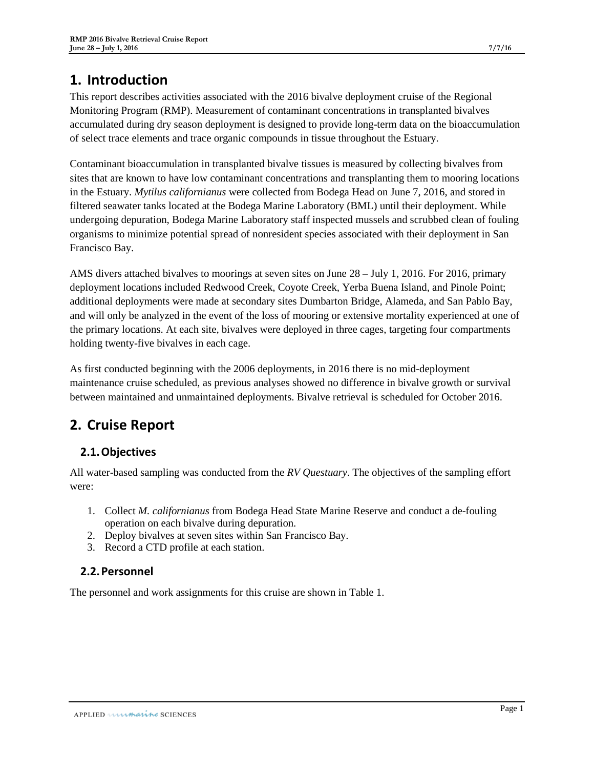# 1. Introduction

This report describes activities associated with the 2016 bivalve deployment cruise of the Regional Monitoring Program (RMP). Measurement of contaminant concentrations in transplanted bivalves accumulated during dry season deployment is designed to provide long-term data on the bioaccumulation of select trace elements and trace organic compounds in tissue throughout the Estuary.

Contaminant bioaccumulation in transplanted bivalve tissues is measured by collecting bivalves from sites that are known to have low contaminant concentrations and transplanting them to mooring locations in the Estuary. *Mytilus californianus* were collected from Bodega Head on June 7, 2016, and stored in filtered seawater tanks located at the Bodega Marine Laboratory (BML) until their deployment. While undergoing depuration, Bodega Marine Laboratory staff inspected mussels and scrubbed clean of fouling organisms to minimize potential spread of nonresident species associated with their deployment in San Francisco Bay.

AMS divers attached bivalves to moorings at seven sites on June 28 – July 1, 2016. For 2016, primary deployment locations included Redwood Creek, Coyote Creek, Yerba Buena Island, and Pinole Point; additional deployments were made at secondary sites Dumbarton Bridge, Alameda, and San Pablo Bay, and will only be analyzed in the event of the loss of mooring or extensive mortality experienced at one of the primary locations. At each site, bivalves were deployed in three cages, targeting four compartments holding twenty-five bivalves in each cage.

As first conducted beginning with the 2006 deployments, in 2016 there is no mid-deployment maintenance cruise scheduled, as previous analyses showed no difference in bivalve growth or survival between maintained and unmaintained deployments. Bivalve retrieval is scheduled for October 2016.

# 2. Cruise Report

## 2.1. Objectives

All water-based sampling was conducted from the *RV Questuary*. The objectives of the sampling effort were:

1. Collect *M. californianus* from Bodega Head State Marine Reserve and conduct a de-fouling operation on each bivalve during depuration.
2. Deploy bivalves at seven sites within San Francisco Bay.
3. Record a CTD profile at each station.

## 2.2. Personnel

The personnel and work assignments for this cruise are shown in Table 1.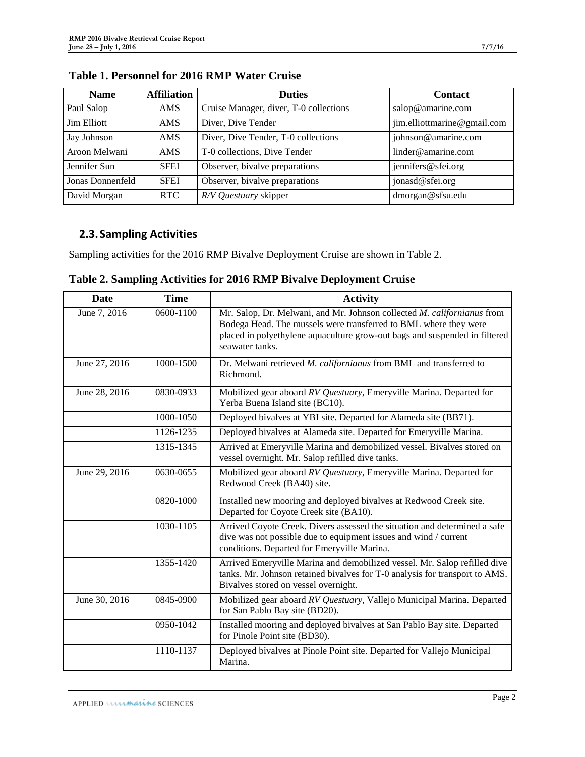**Table 1. Personnel for 2016 RMP Water Cruise**

| Name | Affiliation | Duties | Contact |
|---|---|---|---|
| Paul Salop | AMS | Cruise Manager, diver, T-0 collections | salop@amarine.com |
| Jim Elliott | AMS | Diver, Dive Tender | jim.elliottmarine@gmail.com |
| Jay Johnson | AMS | Diver, Dive Tender, T-0 collections | johnson@amarine.com |
| Aroon Melwani | AMS | T-0 collections, Dive Tender | linder@amarine.com |
| Jennifer Sun | SFEI | Observer, bivalve preparations | jennifers@sfei.org |
| Jonas Donnenfeld | SFEI | Observer, bivalve preparations | jonasd@sfei.org |
| David Morgan | RTC | *R/V Questuary* skipper | dmorgan@sfsu.edu |

## 2.3. Sampling Activities

Sampling activities for the 2016 RMP Bivalve Deployment Cruise are shown in Table 2.

**Table 2. Sampling Activities for 2016 RMP Bivalve Deployment Cruise**

| Date | Time | Activity |
|---|---|---|
| June 7, 2016 | 0600-1100 | Mr. Salop, Dr. Melwani, and Mr. Johnson collected *M. californianus* from Bodega Head. The mussels were transferred to BML where they were placed in polyethylene aquaculture grow-out bags and suspended in filtered seawater tanks. |
| June 27, 2016 | 1000-1500 | Dr. Melwani retrieved *M. californianus* from BML and transferred to Richmond. |
| June 28, 2016 | 0830-0933 | Mobilized gear aboard *RV Questuary*, Emeryville Marina. Departed for Yerba Buena Island site (BC10). |
| | 1000-1050 | Deployed bivalves at YBI site. Departed for Alameda site (BB71). |
| | 1126-1235 | Deployed bivalves at Alameda site. Departed for Emeryville Marina. |
| | 1315-1345 | Arrived at Emeryville Marina and demobilized vessel. Bivalves stored on vessel overnight. Mr. Salop refilled dive tanks. |
| June 29, 2016 | 0630-0655 | Mobilized gear aboard *RV Questuary*, Emeryville Marina. Departed for Redwood Creek (BA40) site. |
| | 0820-1000 | Installed new mooring and deployed bivalves at Redwood Creek site. Departed for Coyote Creek site (BA10). |
| | 1030-1105 | Arrived Coyote Creek. Divers assessed the situation and determined a safe dive was not possible due to equipment issues and wind / current conditions. Departed for Emeryville Marina. |
| | 1355-1420 | Arrived Emeryville Marina and demobilized vessel. Mr. Salop refilled dive tanks. Mr. Johnson retained bivalves for T-0 analysis for transport to AMS. Bivalves stored on vessel overnight. |
| June 30, 2016 | 0845-0900 | Mobilized gear aboard *RV Questuary*, Vallejo Municipal Marina. Departed for San Pablo Bay site (BD20). |
| | 0950-1042 | Installed mooring and deployed bivalves at San Pablo Bay site. Departed for Pinole Point site (BD30). |
| | 1110-1137 | Deployed bivalves at Pinole Point site. Departed for Vallejo Municipal Marina. |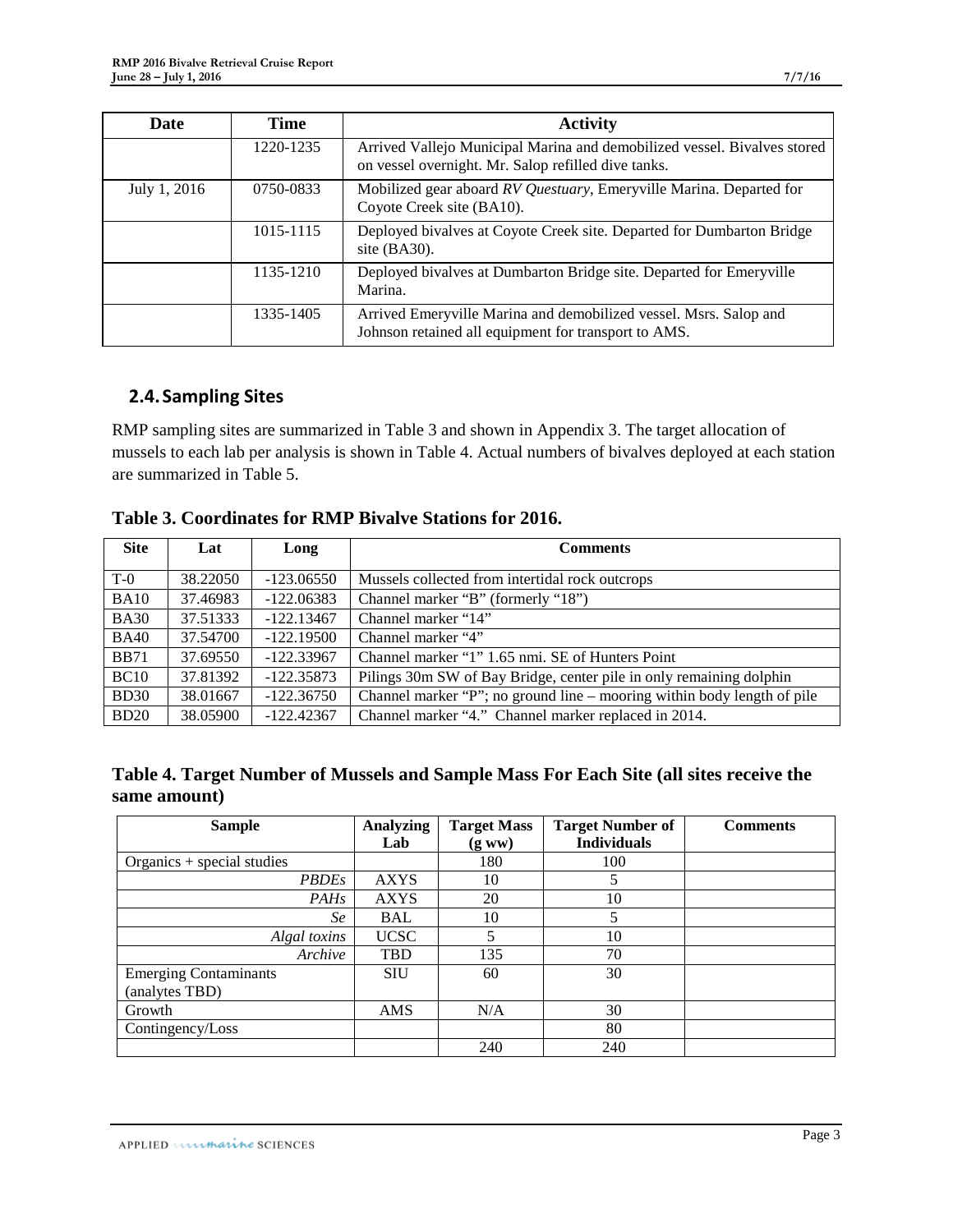| Date | Time | Activity |
|---|---|---|
| | 1220-1235 | Arrived Vallejo Municipal Marina and demobilized vessel. Bivalves stored on vessel overnight. Mr. Salop refilled dive tanks. |
| July 1, 2016 | 0750-0833 | Mobilized gear aboard *RV Questuary*, Emeryville Marina. Departed for Coyote Creek site (BA10). |
| | 1015-1115 | Deployed bivalves at Coyote Creek site. Departed for Dumbarton Bridge site (BA30). |
| | 1135-1210 | Deployed bivalves at Dumbarton Bridge site. Departed for Emeryville Marina. |
| | 1335-1405 | Arrived Emeryville Marina and demobilized vessel. Msrs. Salop and Johnson retained all equipment for transport to AMS. |

## 2.4. Sampling Sites

RMP sampling sites are summarized in Table 3 and shown in Appendix 3. The target allocation of mussels to each lab per analysis is shown in Table 4. Actual numbers of bivalves deployed at each station are summarized in Table 5.

**Table 3. Coordinates for RMP Bivalve Stations for 2016.**

| Site | Lat | Long | Comments |
|---|---|---|---|
| T-0 | 38.22050 | -123.06550 | Mussels collected from intertidal rock outcrops |
| BA10 | 37.46983 | -122.06383 | Channel marker "B" (formerly "18") |
| BA30 | 37.51333 | -122.13467 | Channel marker "14" |
| BA40 | 37.54700 | -122.19500 | Channel marker "4" |
| BB71 | 37.69550 | -122.33967 | Channel marker "1" 1.65 nmi. SE of Hunters Point |
| BC10 | 37.81392 | -122.35873 | Pilings 30m SW of Bay Bridge, center pile in only remaining dolphin |
| BD30 | 38.01667 | -122.36750 | Channel marker "P"; no ground line – mooring within body length of pile |
| BD20 | 38.05900 | -122.42367 | Channel marker "4." Channel marker replaced in 2014. |

**Table 4. Target Number of Mussels and Sample Mass For Each Site (all sites receive the same amount)**

| Sample | Analyzing Lab | Target Mass (g ww) | Target Number of Individuals | Comments |
|---|---|---|---|---|
| Organics + special studies | | 180 | 100 | |
| *PBDEs* | AXYS | 10 | 5 | |
| *PAHs* | AXYS | 20 | 10 | |
| *Se* | BAL | 10 | 5 | |
| *Algal toxins* | UCSC | 5 | 10 | |
| *Archive* | TBD | 135 | 70 | |
| Emerging Contaminants (analytes TBD) | SIU | 60 | 30 | |
| Growth | AMS | N/A | 30 | |
| Contingency/Loss | | | 80 | |
| | | 240 | 240 | |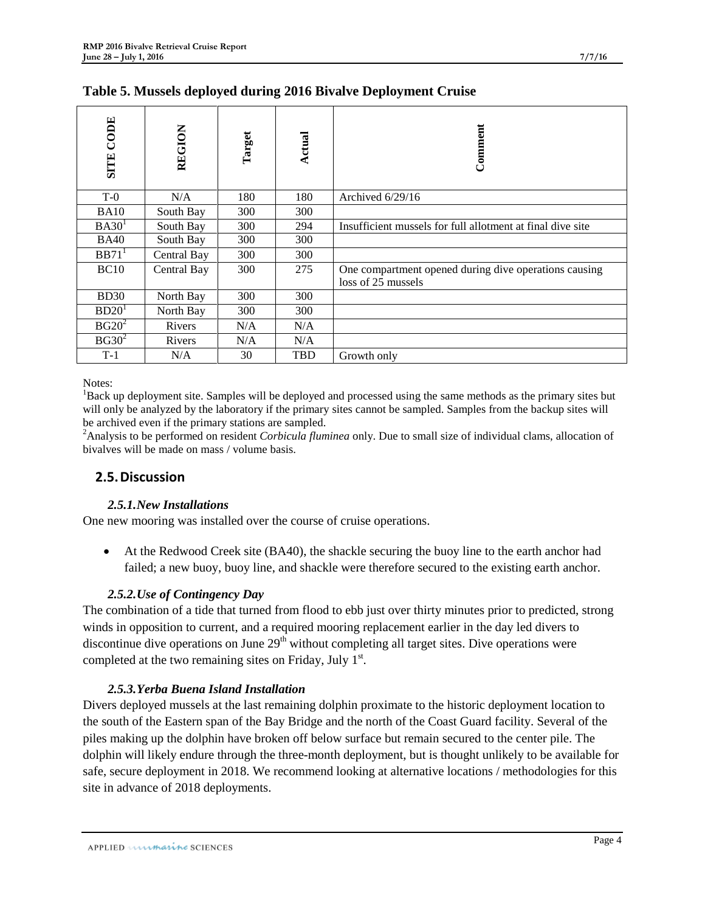**Table 5. Mussels deployed during 2016 Bivalve Deployment Cruise**

| SITE CODE | REGION | Target | Actual | Comment |
|---|---|---|---|---|
| T-0 | N/A | 180 | 180 | Archived 6/29/16 |
| BA10 | South Bay | 300 | 300 | |
| BA30[1] | South Bay | 300 | 294 | Insufficient mussels for full allotment at final dive site |
| BA40 | South Bay | 300 | 300 | |
| BB71[1] | Central Bay | 300 | 300 | |
| BC10 | Central Bay | 300 | 275 | One compartment opened during dive operations causing loss of 25 mussels |
| BD30 | North Bay | 300 | 300 | |
| BD20[1] | North Bay | 300 | 300 | |
| BG20[2] | Rivers | N/A | N/A | |
| BG30[2] | Rivers | N/A | N/A | |
| T-1 | N/A | 30 | TBD | Growth only |

Notes:
[1]Back up deployment site. Samples will be deployed and processed using the same methods as the primary sites but will only be analyzed by the laboratory if the primary sites cannot be sampled. Samples from the backup sites will be archived even if the primary stations are sampled.
[2]Analysis to be performed on resident *Corbicula fluminea* only. Due to small size of individual clams, allocation of bivalves will be made on mass / volume basis.

## 2.5. Discussion

### *2.5.1. New Installations*

One new mooring was installed over the course of cruise operations.

- At the Redwood Creek site (BA40), the shackle securing the buoy line to the earth anchor had failed; a new buoy, buoy line, and shackle were therefore secured to the existing earth anchor.

### *2.5.2. Use of Contingency Day*

The combination of a tide that turned from flood to ebb just over thirty minutes prior to predicted, strong winds in opposition to current, and a required mooring replacement earlier in the day led divers to discontinue dive operations on June 29th without completing all target sites. Dive operations were completed at the two remaining sites on Friday, July 1st.

### *2.5.3. Yerba Buena Island Installation*

Divers deployed mussels at the last remaining dolphin proximate to the historic deployment location to the south of the Eastern span of the Bay Bridge and the north of the Coast Guard facility. Several of the piles making up the dolphin have broken off below surface but remain secured to the center pile. The dolphin will likely endure through the three-month deployment, but is thought unlikely to be available for safe, secure deployment in 2018. We recommend looking at alternative locations / methodologies for this site in advance of 2018 deployments.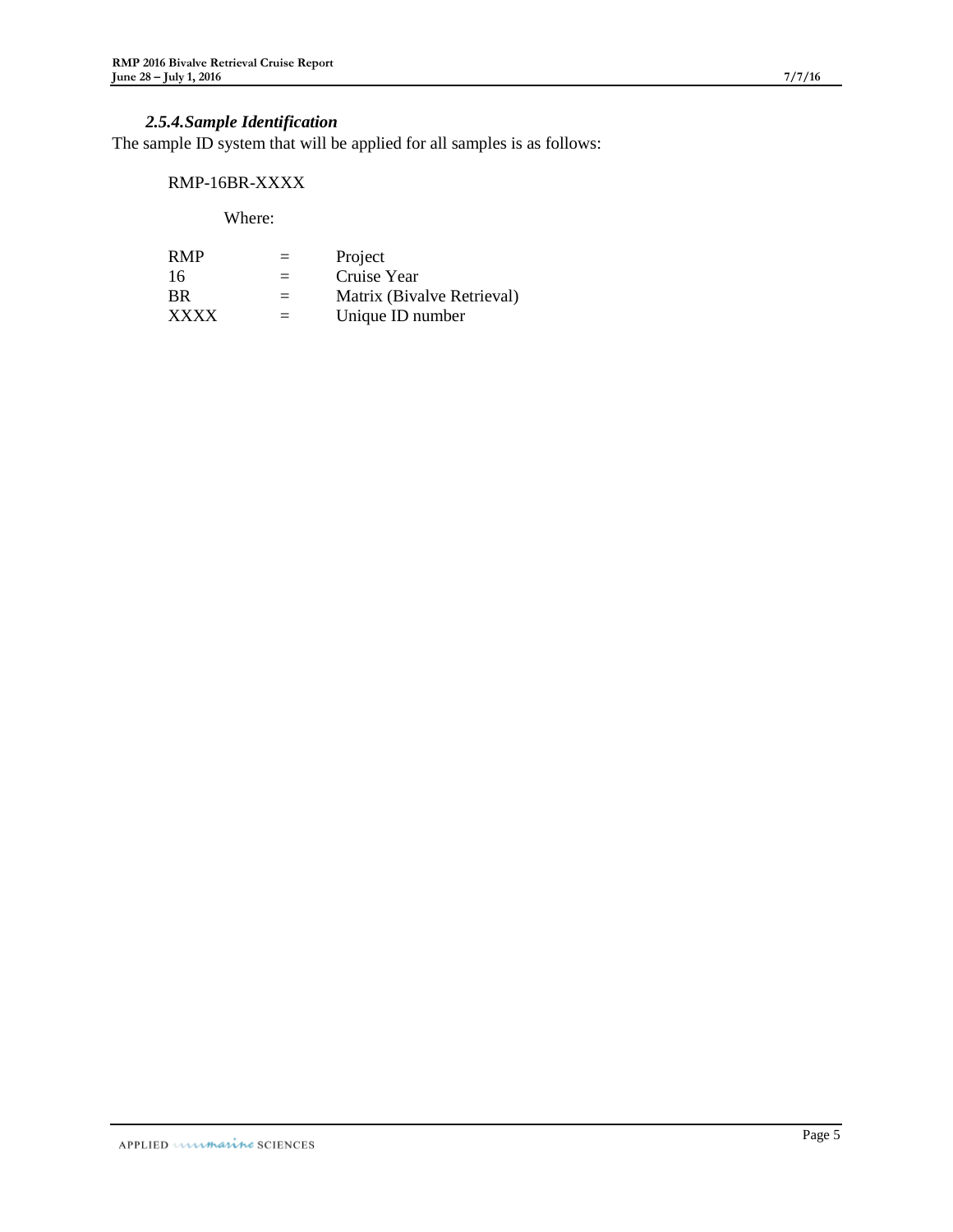### *2.5.4. Sample Identification*

The sample ID system that will be applied for all samples is as follows:

RMP-16BR-XXXX

Where:

| | | |
|---|---|---|
| RMP | = | Project |
| 16 | = | Cruise Year |
| BR | = | Matrix (Bivalve Retrieval) |
| XXXX | = | Unique ID number |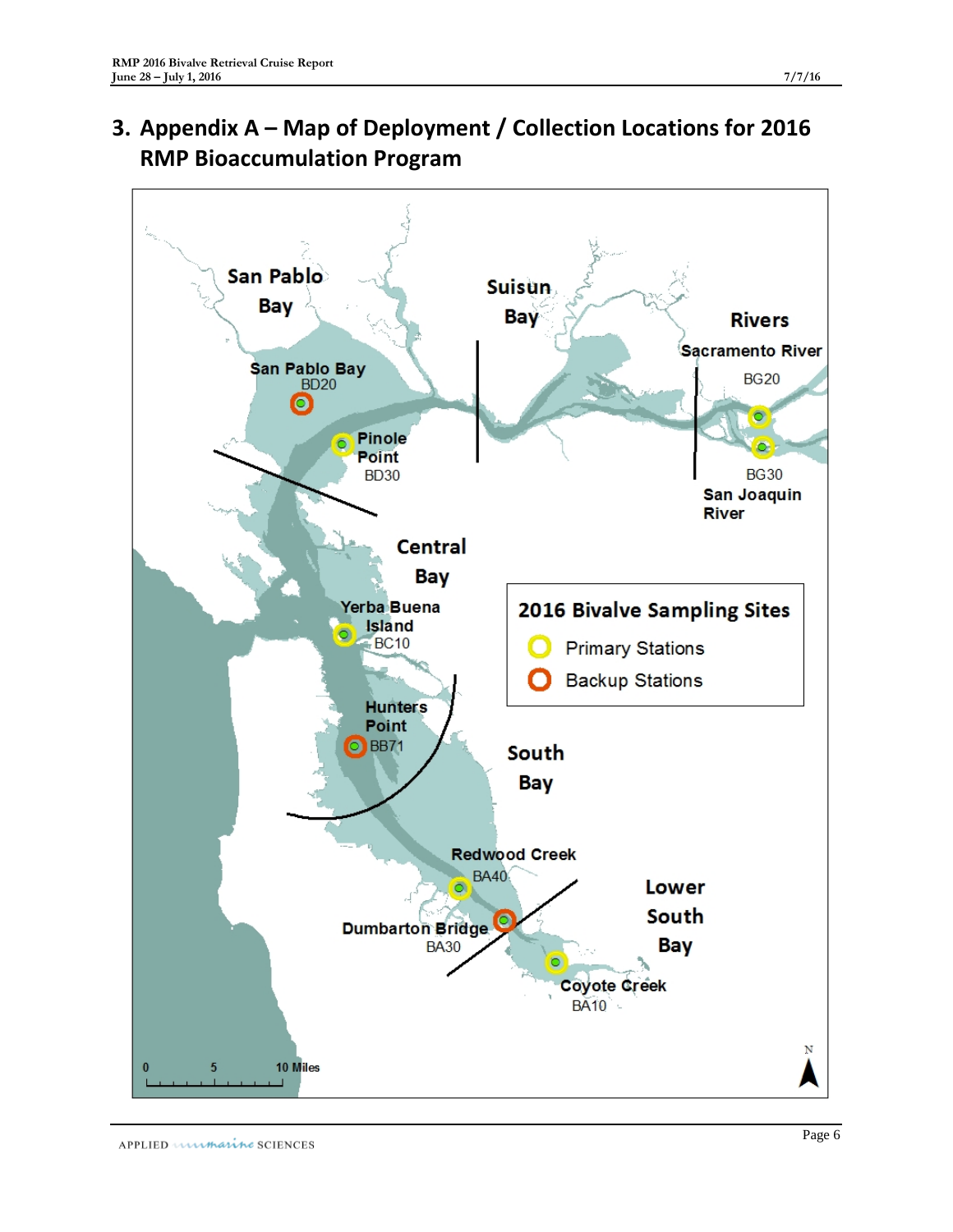## 3. Appendix A – Map of Deployment / Collection Locations for 2016 RMP Bioaccumulation Program

San Pablo Bay

Suisun Bay

Rivers

Sacramento River

BG20

San Pablo Bay

BD20

Pinole Point

BD30

BG30

San Joaquin River

Central Bay

Yerba Buena Island

BC10

2016 Bivalve Sampling Sites

Primary Stations

Backup Stations

Hunters Point

BB71

South Bay

Redwood Creek

BA40

Lower South Bay

Dumbarton Bridge

BA30

Coyote Creek

BA10

0 5 10 Miles

N